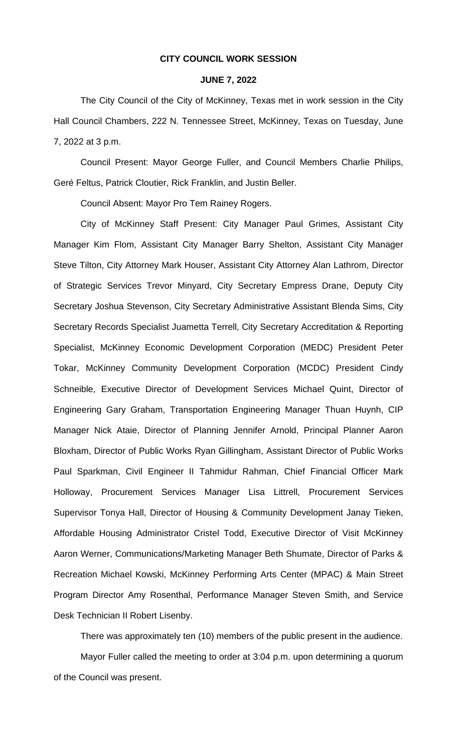**CITY COUNCIL WORK SESSION**

**JUNE 7, 2022**

The City Council of the City of McKinney, Texas met in work session in the City Hall Council Chambers, 222 N. Tennessee Street, McKinney, Texas on Tuesday, June 7, 2022 at 3 p.m.

Council Present: Mayor George Fuller, and Council Members Charlie Philips, Geré Feltus, Patrick Cloutier, Rick Franklin, and Justin Beller.

Council Absent: Mayor Pro Tem Rainey Rogers.

City of McKinney Staff Present: City Manager Paul Grimes, Assistant City Manager Kim Flom, Assistant City Manager Barry Shelton, Assistant City Manager Steve Tilton, City Attorney Mark Houser, Assistant City Attorney Alan Lathrom, Director of Strategic Services Trevor Minyard, City Secretary Empress Drane, Deputy City Secretary Joshua Stevenson, City Secretary Administrative Assistant Blenda Sims, City Secretary Records Specialist Juametta Terrell, City Secretary Accreditation & Reporting Specialist, McKinney Economic Development Corporation (MEDC) President Peter Tokar, McKinney Community Development Corporation (MCDC) President Cindy Schneible, Executive Director of Development Services Michael Quint, Director of Engineering Gary Graham, Transportation Engineering Manager Thuan Huynh, CIP Manager Nick Ataie, Director of Planning Jennifer Arnold, Principal Planner Aaron Bloxham, Director of Public Works Ryan Gillingham, Assistant Director of Public Works Paul Sparkman, Civil Engineer II Tahmidur Rahman, Chief Financial Officer Mark Holloway, Procurement Services Manager Lisa Littrell, Procurement Services Supervisor Tonya Hall, Director of Housing & Community Development Janay Tieken, Affordable Housing Administrator Cristel Todd, Executive Director of Visit McKinney Aaron Werner, Communications/Marketing Manager Beth Shumate, Director of Parks & Recreation Michael Kowski, McKinney Performing Arts Center (MPAC) & Main Street Program Director Amy Rosenthal, Performance Manager Steven Smith, and Service Desk Technician II Robert Lisenby.

There was approximately ten (10) members of the public present in the audience.

Mayor Fuller called the meeting to order at 3:04 p.m. upon determining a quorum of the Council was present.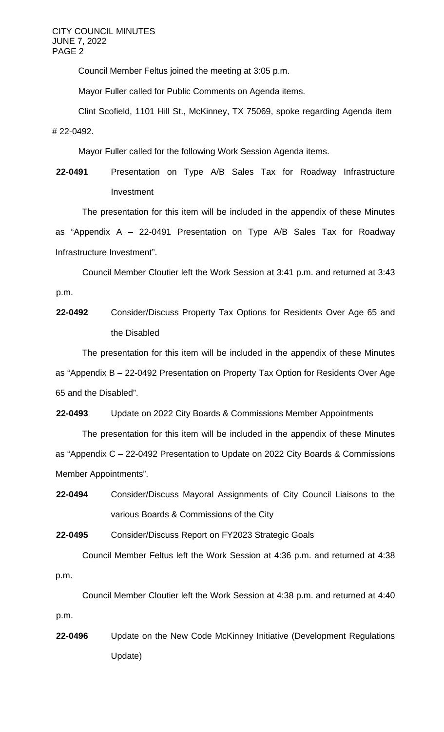Council Member Feltus joined the meeting at 3:05 p.m.

Mayor Fuller called for Public Comments on Agenda items.

Clint Scofield, 1101 Hill St., McKinney, TX 75069, spoke regarding Agenda item # 22-0492.

Mayor Fuller called for the following Work Session Agenda items.

**22-0491** Presentation on Type A/B Sales Tax for Roadway Infrastructure Investment

The presentation for this item will be included in the appendix of these Minutes as "Appendix A – 22-0491 Presentation on Type A/B Sales Tax for Roadway Infrastructure Investment".

Council Member Cloutier left the Work Session at 3:41 p.m. and returned at 3:43 p.m.

**22-0492** Consider/Discuss Property Tax Options for Residents Over Age 65 and the Disabled

The presentation for this item will be included in the appendix of these Minutes as "Appendix B – 22-0492 Presentation on Property Tax Option for Residents Over Age 65 and the Disabled".

**22-0493** Update on 2022 City Boards & Commissions Member Appointments

The presentation for this item will be included in the appendix of these Minutes as "Appendix C – 22-0492 Presentation to Update on 2022 City Boards & Commissions Member Appointments".

**22-0494** Consider/Discuss Mayoral Assignments of City Council Liaisons to the various Boards & Commissions of the City

**22-0495** Consider/Discuss Report on FY2023 Strategic Goals

Council Member Feltus left the Work Session at 4:36 p.m. and returned at 4:38 p.m.

Council Member Cloutier left the Work Session at 4:38 p.m. and returned at 4:40 p.m.

**22-0496** Update on the New Code McKinney Initiative (Development Regulations Update)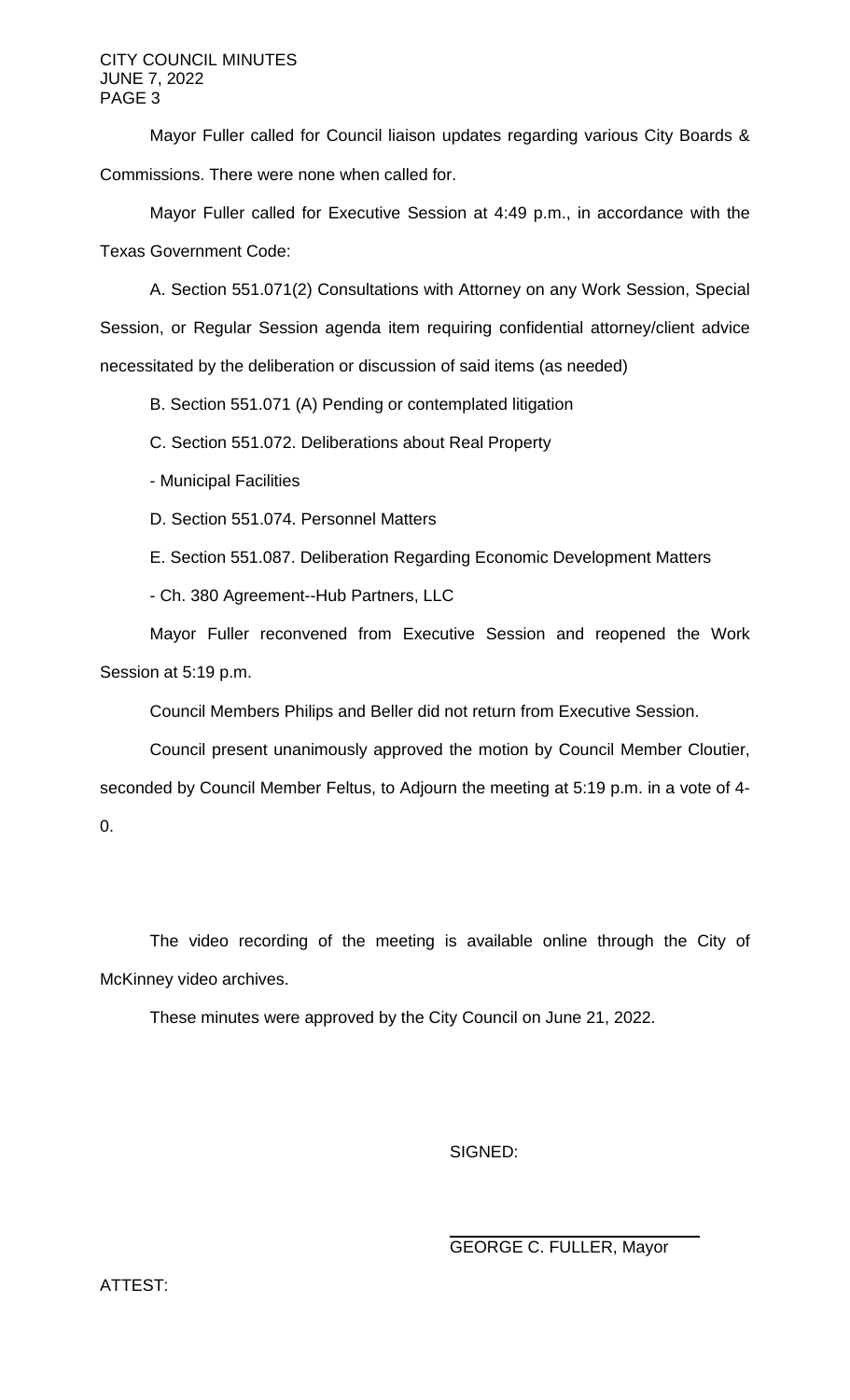Mayor Fuller called for Council liaison updates regarding various City Boards & Commissions. There were none when called for.

Mayor Fuller called for Executive Session at 4:49 p.m., in accordance with the Texas Government Code:

A. Section 551.071(2) Consultations with Attorney on any Work Session, Special Session, or Regular Session agenda item requiring confidential attorney/client advice necessitated by the deliberation or discussion of said items (as needed)

B. Section 551.071 (A) Pending or contemplated litigation

C. Section 551.072. Deliberations about Real Property

- Municipal Facilities

D. Section 551.074. Personnel Matters

E. Section 551.087. Deliberation Regarding Economic Development Matters

- Ch. 380 Agreement--Hub Partners, LLC

Mayor Fuller reconvened from Executive Session and reopened the Work Session at 5:19 p.m.

Council Members Philips and Beller did not return from Executive Session.

Council present unanimously approved the motion by Council Member Cloutier, seconded by Council Member Feltus, to Adjourn the meeting at 5:19 p.m. in a vote of 4-0.

The video recording of the meeting is available online through the City of McKinney video archives.

These minutes were approved by the City Council on June 21, 2022.

SIGNED:

GEORGE C. FULLER, Mayor

ATTEST: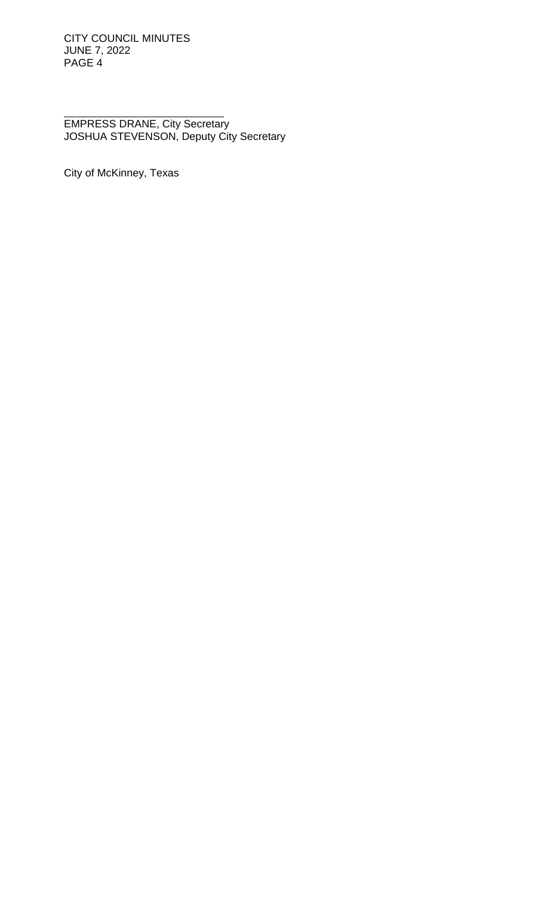\_\_\_\_\_\_\_\_\_\_\_\_\_\_\_\_\_\_\_\_\_\_\_\_\_\_\_\_\_\_

EMPRESS DRANE, City Secretary
JOSHUA STEVENSON, Deputy City Secretary

City of McKinney, Texas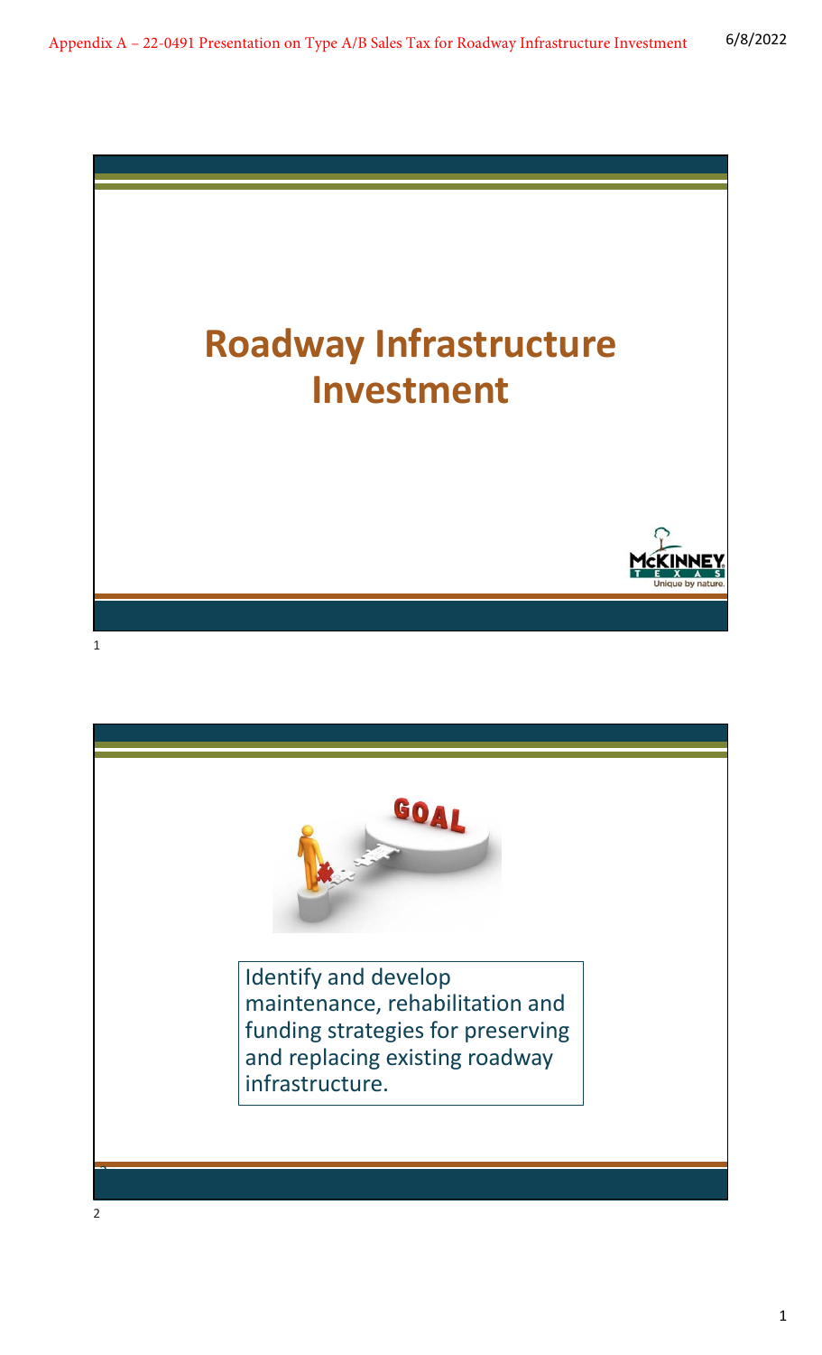# Roadway Infrastructure Investment

Identify and develop maintenance, rehabilitation and funding strategies for preserving and replacing existing roadway infrastructure.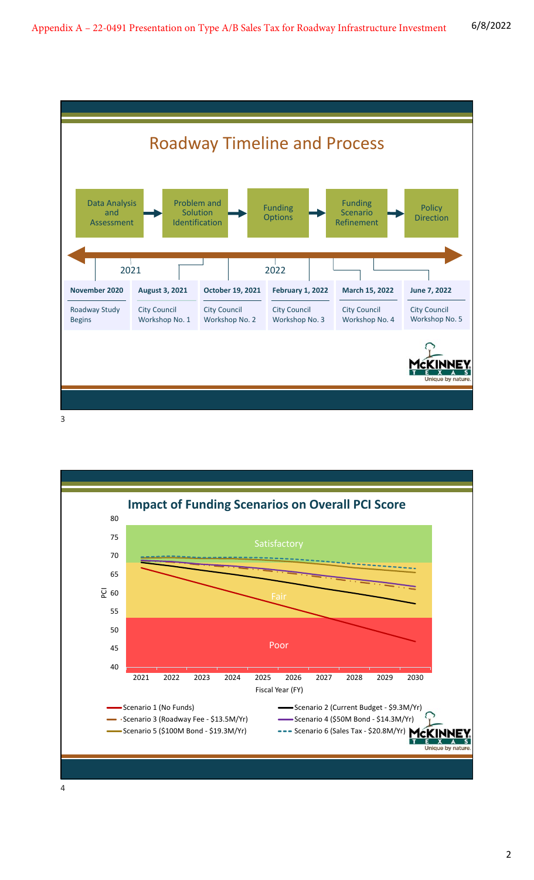## Roadway Timeline and Process

Data Analysis and Assessment → Problem and Solution Identification → Funding Options → Funding Scenario Refinement → Policy Direction

2021 | 2022

| November 2020 | August 3, 2021 | October 19, 2021 | February 1, 2022 | March 15, 2022 | June 7, 2022 |
|---|---|---|---|---|---|
| Roadway Study Begins | City Council Workshop No. 1 | City Council Workshop No. 2 | City Council Workshop No. 3 | City Council Workshop No. 4 | City Council Workshop No. 5 |

## Impact of Funding Scenarios on Overall PCI Score

PCI (40–80) by Fiscal Year (FY) 2021–2030

Satisfactory / Fair / Poor

- Scenario 1 (No Funds)
- Scenario 2 (Current Budget - $9.3M/Yr)
- Scenario 3 (Roadway Fee - $13.5M/Yr)
- Scenario 4 ($50M Bond - $14.3M/Yr)
- Scenario 5 ($100M Bond - $19.3M/Yr)
- Scenario 6 (Sales Tax - $20.8M/Yr)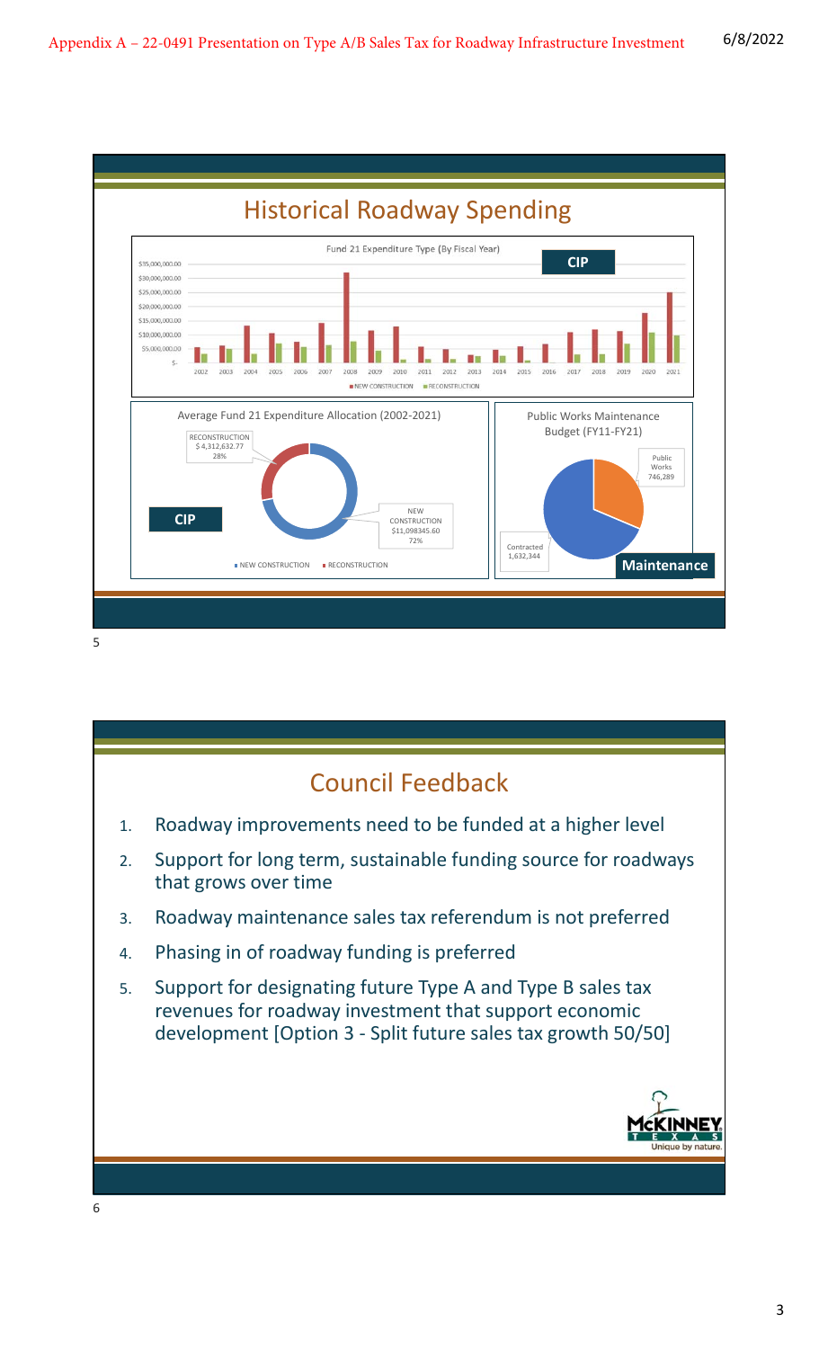## Historical Roadway Spending

Fund 21 Expenditure Type (By Fiscal Year)

**CIP**

$35,000,000.00
$30,000,000.00
$25,000,000.00
$20,000,000.00
$15,000,000.00
$10,000,000.00
$5,000,000.00
$-

2002 2003 2004 2005 2006 2007 2008 2009 2010 2011 2012 2013 2014 2015 2016 2017 2018 2019 2020 2021

NEW CONSTRUCTION RECONSTRUCTION

Average Fund 21 Expenditure Allocation (2002-2021)

RECONSTRUCTION
$ 4,312,632.77
28%

NEW CONSTRUCTION
$11,098345.60
72%

**CIP**

NEW CONSTRUCTION RECONSTRUCTION

Public Works Maintenance Budget (FY11-FY21)

Public Works
746,289

Contracted
1,632,344

**Maintenance**

## Council Feedback

1. Roadway improvements need to be funded at a higher level
2. Support for long term, sustainable funding source for roadways that grows over time
3. Roadway maintenance sales tax referendum is not preferred
4. Phasing in of roadway funding is preferred
5. Support for designating future Type A and Type B sales tax revenues for roadway investment that support economic development [Option 3 - Split future sales tax growth 50/50]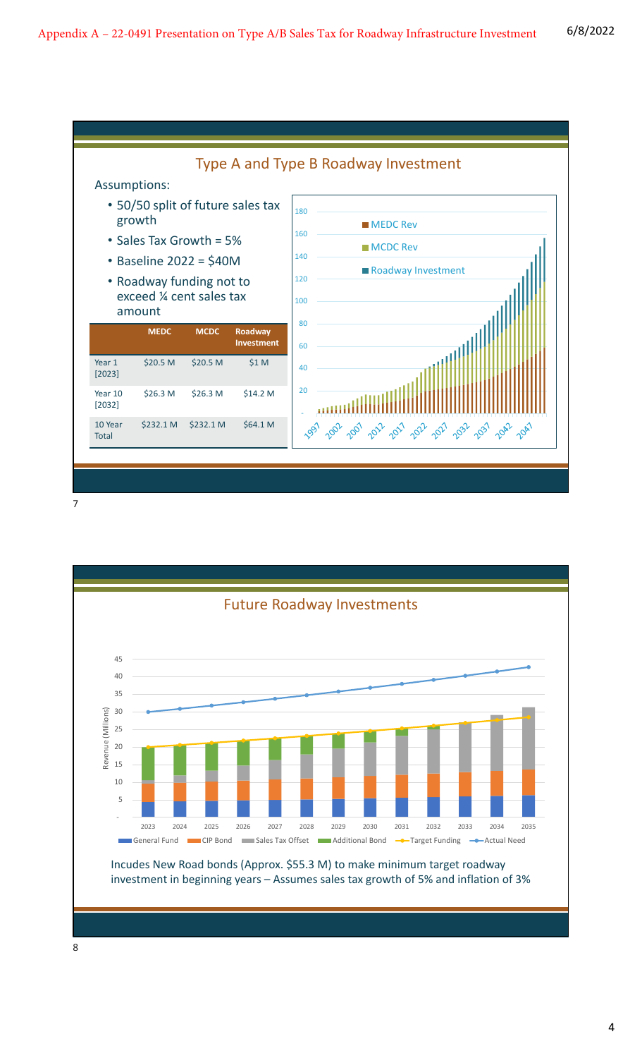## Type A and Type B Roadway Investment

Assumptions:

- 50/50 split of future sales tax growth
- Sales Tax Growth = 5%
- Baseline 2022 = $40M
- Roadway funding not to exceed ¼ cent sales tax amount

| | MEDC | MCDC | Roadway Investment |
|---|---|---|---|
| Year 1 [2023] | $20.5 M | $20.5 M | $1 M |
| Year 10 [2032] | $26.3 M | $26.3 M | $14.2 M |
| 10 Year Total | $232.1 M | $232.1 M | $64.1 M |

## Future Roadway Investments

Incudes New Road bonds (Approx. $55.3 M) to make minimum target roadway investment in beginning years – Assumes sales tax growth of 5% and inflation of 3%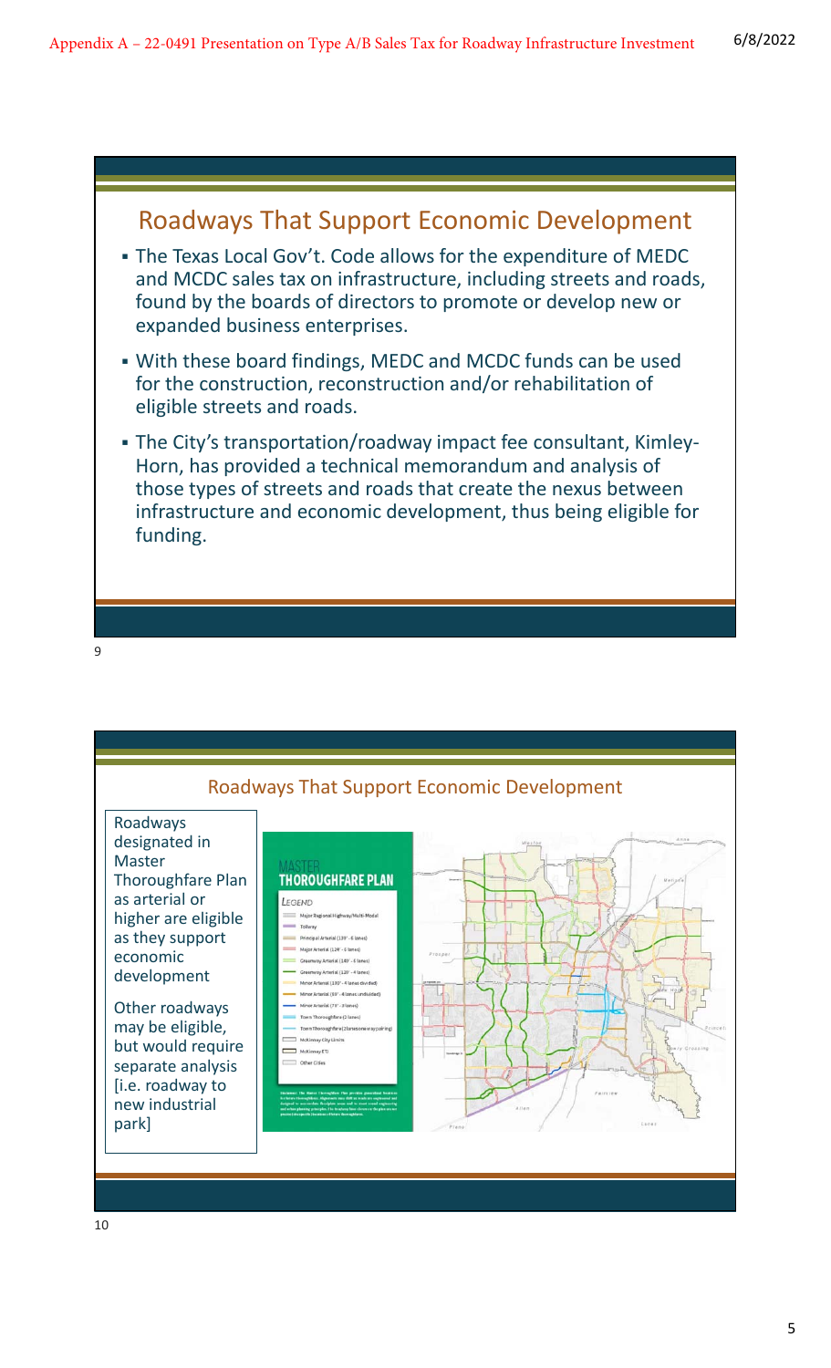## Roadways That Support Economic Development

- The Texas Local Gov't. Code allows for the expenditure of MEDC and MCDC sales tax on infrastructure, including streets and roads, found by the boards of directors to promote or develop new or expanded business enterprises.
- With these board findings, MEDC and MCDC funds can be used for the construction, reconstruction and/or rehabilitation of eligible streets and roads.
- The City's transportation/roadway impact fee consultant, Kimley-Horn, has provided a technical memorandum and analysis of those types of streets and roads that create the nexus between infrastructure and economic development, thus being eligible for funding.

## Roadways That Support Economic Development

Roadways designated in Master Thoroughfare Plan as arterial or higher are eligible as they support economic development

Other roadways may be eligible, but would require separate analysis [i.e. roadway to new industrial park]

**MASTER THOROUGHFARE PLAN**

*LEGEND*

- Major Regional Highway/Multi-Modal
- Tollway
- Principal Arterial (130' - 6 lanes)
- Major Arterial (124' - 6 lanes)
- Greenway Arterial (140' - 6 lanes)
- Greenway Arterial (120' - 4 lanes)
- Minor Arterial (100' - 4 lanes divided)
- Minor Arterial (55' - 4 lanes undivided)
- Minor Arterial (70' - 3 lanes)
- Town Thoroughfare (2 lanes)
- Town Thoroughfare (2 lanes one way pairing)
- McKinney City Limits
- McKinney ETJ
- Other Cities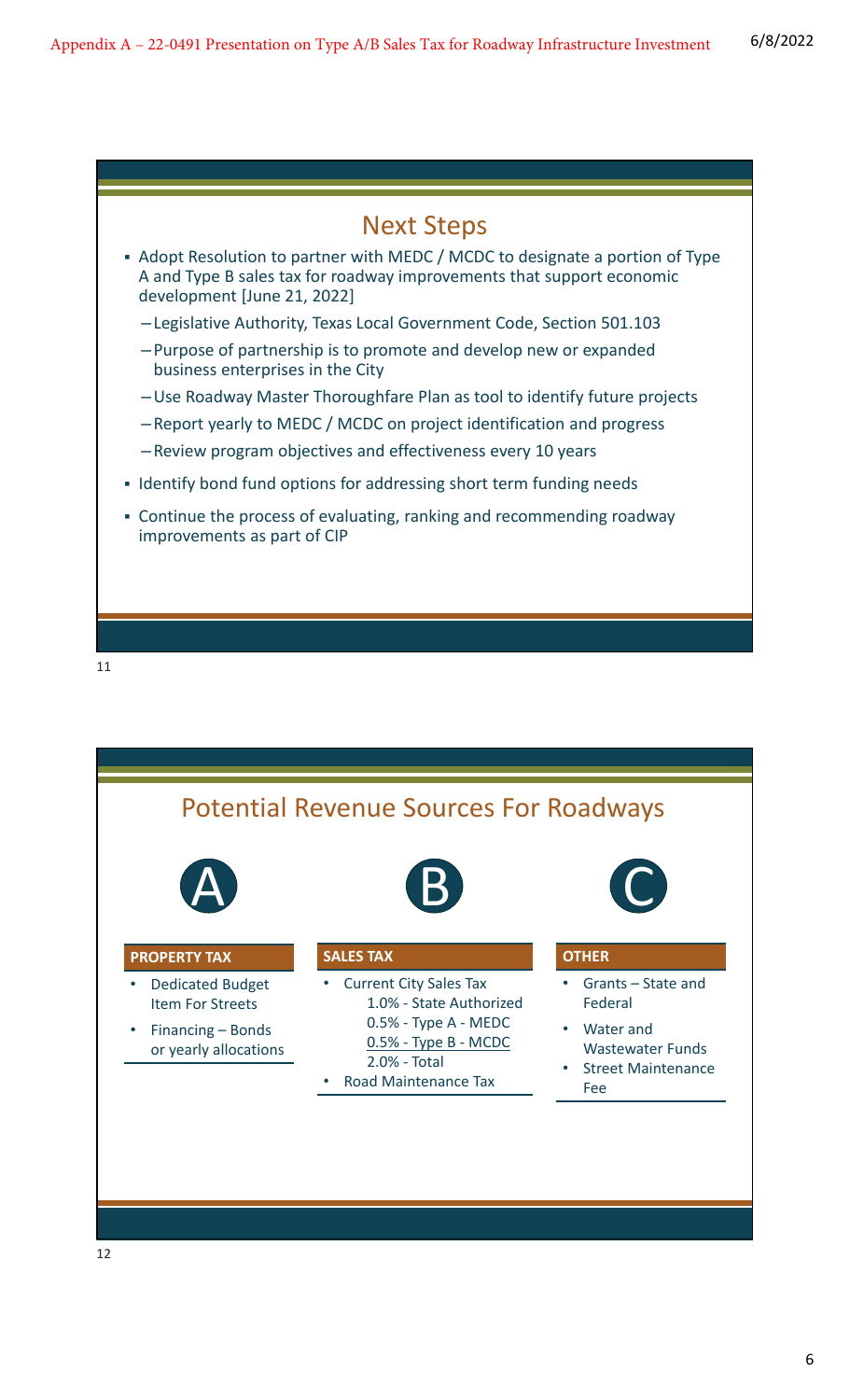## Next Steps

- Adopt Resolution to partner with MEDC / MCDC to designate a portion of Type A and Type B sales tax for roadway improvements that support economic development [June 21, 2022]
  - Legislative Authority, Texas Local Government Code, Section 501.103
  - Purpose of partnership is to promote and develop new or expanded business enterprises in the City
  - Use Roadway Master Thoroughfare Plan as tool to identify future projects
  - Report yearly to MEDC / MCDC on project identification and progress
  - Review program objectives and effectiveness every 10 years
- Identify bond fund options for addressing short term funding needs
- Continue the process of evaluating, ranking and recommending roadway improvements as part of CIP

## Potential Revenue Sources For Roadways

### A

**PROPERTY TAX**

- Dedicated Budget Item For Streets
- Financing – Bonds or yearly allocations

### B

**SALES TAX**

- Current City Sales Tax
  - 1.0% - State Authorized
  - 0.5% - Type A - MEDC
  - 0.5% - Type B - MCDC
  - 2.0% - Total
- Road Maintenance Tax

### C

**OTHER**

- Grants – State and Federal
- Water and Wastewater Funds
- Street Maintenance Fee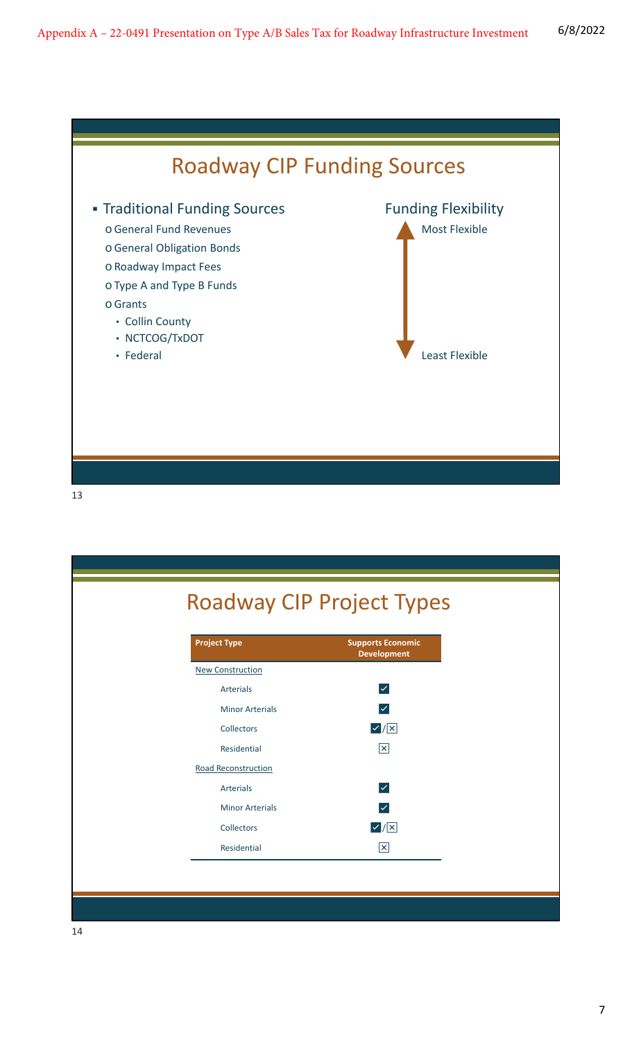## Roadway CIP Funding Sources

- Traditional Funding Sources
  - General Fund Revenues
  - General Obligation Bonds
  - Roadway Impact Fees
  - Type A and Type B Funds
  - Grants
    - Collin County
    - NCTCOG/TxDOT
    - Federal

Funding Flexibility

Most Flexible

Least Flexible

## Roadway CIP Project Types

| Project Type | Supports Economic Development |
|---|---|
| New Construction | |
| Arterials | ✓ |
| Minor Arterials | ✓ |
| Collectors | ✓/☒ |
| Residential | ☒ |
| Road Reconstruction | |
| Arterials | ✓ |
| Minor Arterials | ✓ |
| Collectors | ✓/☒ |
| Residential | ☒ |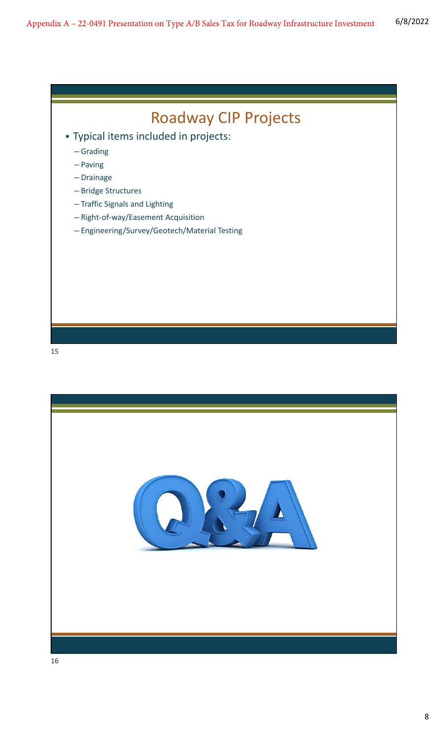# Roadway CIP Projects

- Typical items included in projects:
  - Grading
  - Paving
  - Drainage
  - Bridge Structures
  - Traffic Signals and Lighting
  - Right-of-way/Easement Acquisition
  - Engineering/Survey/Geotech/Material Testing

Q&A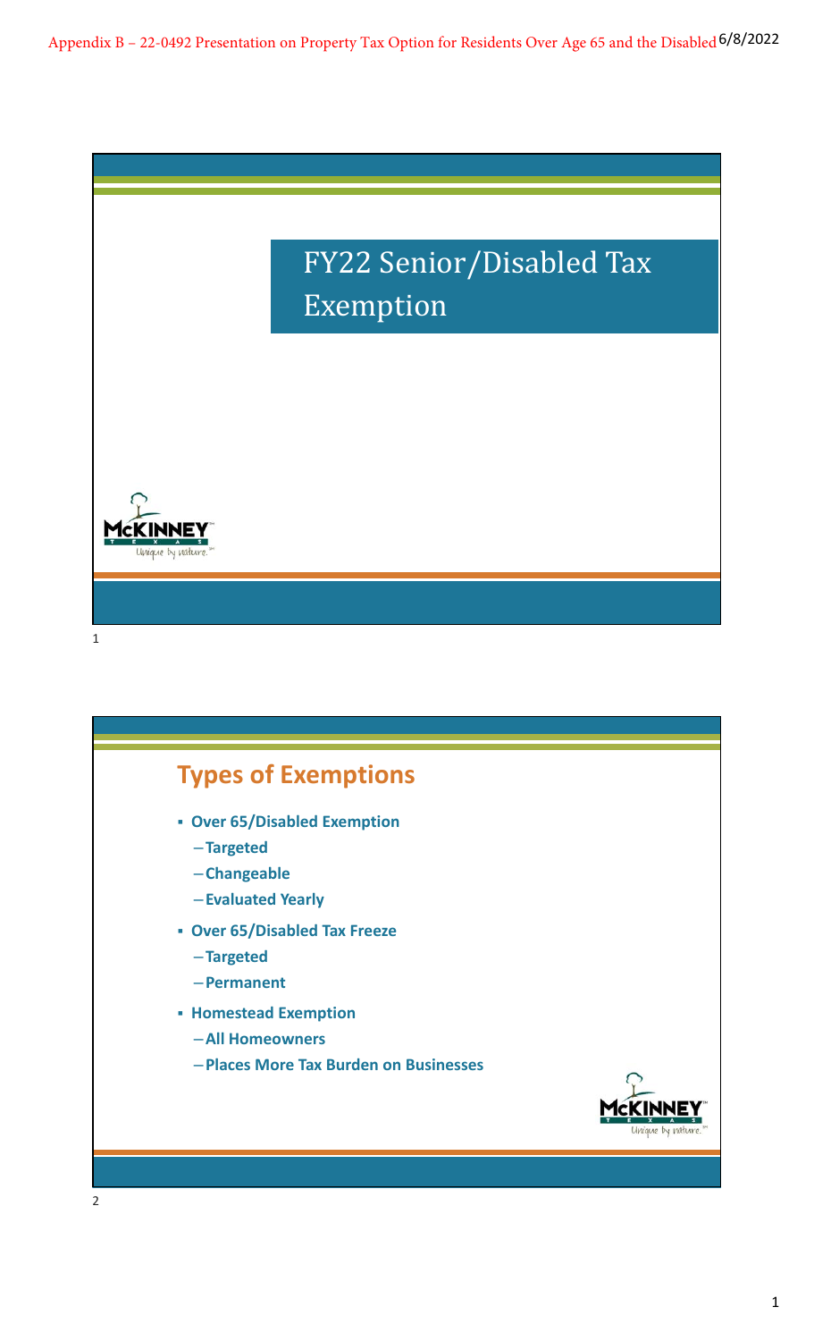# FY22 Senior/Disabled Tax Exemption

## Types of Exemptions

- **Over 65/Disabled Exemption**
  - **Targeted**
  - **Changeable**
  - **Evaluated Yearly**
- **Over 65/Disabled Tax Freeze**
  - **Targeted**
  - **Permanent**
- **Homestead Exemption**
  - **All Homeowners**
  - **Places More Tax Burden on Businesses**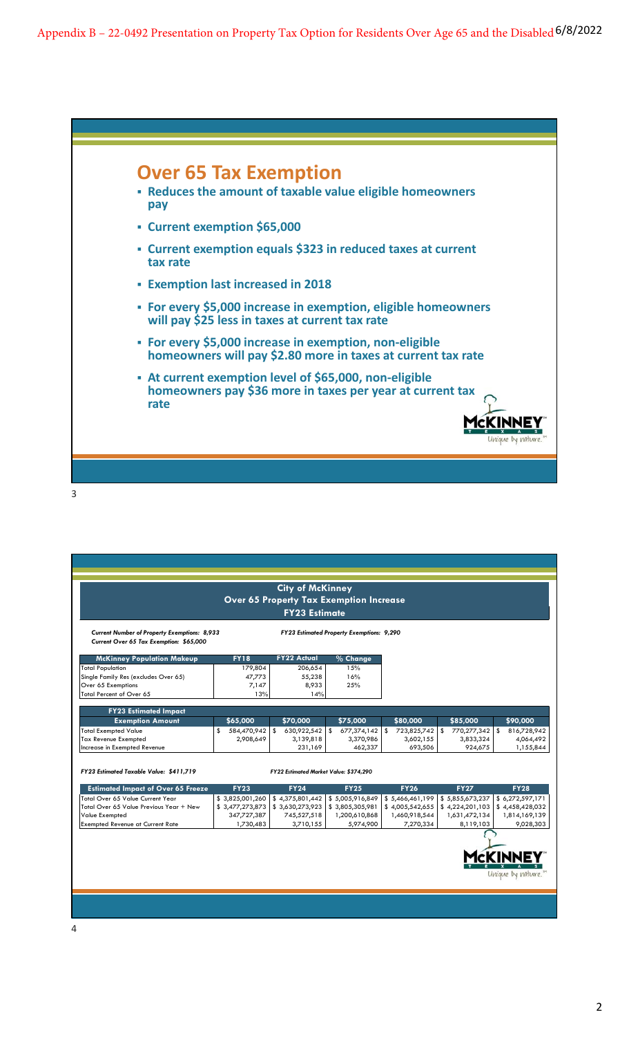Appendix B – 22-0492 Presentation on Property Tax Option for Residents Over Age 65 and the Disabled 6/8/2022

## Over 65 Tax Exemption

- Reduces the amount of taxable value eligible homeowners pay
- Current exemption $65,000
- Current exemption equals $323 in reduced taxes at current tax rate
- Exemption last increased in 2018
- For every $5,000 increase in exemption, eligible homeowners will pay $25 less in taxes at current tax rate
- For every $5,000 increase in exemption, non-eligible homeowners will pay $2.80 more in taxes at current tax rate
- At current exemption level of $65,000, non-eligible homeowners pay $36 more in taxes per year at current tax rate

McKINNEY TEXAS Unique by nature.

### City of McKinney
### Over 65 Property Tax Exemption Increase
### FY23 Estimate

*Current Number of Property Exemptions: 8,933*
*Current Over 65 Tax Exemption: $65,000*

*FY23 Estimated Property Exemptions: 9,290*

| McKinney Population Makeup | FY18 | FY22 Actual | % Change |
|---|---|---|---|
| Total Population | 179,804 | 206,654 | 15% |
| Single Family Res (excludes Over 65) | 47,773 | 55,238 | 16% |
| Over 65 Exemptions | 7,147 | 8,933 | 25% |
| Total Percent of Over 65 | 13% | 14% | |

| FY23 Estimated Impact | | | | | | |
|---|---|---|---|---|---|---|
| **Exemption Amount** | **$65,000** | **$70,000** | **$75,000** | **$80,000** | **$85,000** | **$90,000** |
| Total Exempted Value | $ 584,470,942 | $ 630,922,542 | $ 677,374,142 | $ 723,825,742 | $ 770,277,342 | $ 816,728,942 |
| Tax Revenue Exempted | 2,908,649 | 3,139,818 | 3,370,986 | 3,602,155 | 3,833,324 | 4,064,492 |
| Increase in Exempted Revenue | | 231,169 | 462,337 | 693,506 | 924,675 | 1,155,844 |

*FY23 Estimated Taxable Value: $411,719*

*FY22 Estimated Market Value: $374,290*

| Estimated Impact of Over 65 Freeze | FY23 | FY24 | FY25 | FY26 | FY27 | FY28 |
|---|---|---|---|---|---|---|
| Total Over 65 Value Current Year | $ 3,825,001,260 | $ 4,375,801,442 | $ 5,005,916,849 | $ 5,466,461,199 | $ 5,855,673,237 | $ 6,272,597,171 |
| Total Over 65 Value Previous Year + New | $ 3,477,273,873 | $ 3,630,273,923 | $ 3,805,305,981 | $ 4,005,542,655 | $ 4,224,201,103 | $ 4,458,428,032 |
| Value Exempted | 347,727,387 | 745,527,518 | 1,200,610,868 | 1,460,918,544 | 1,631,472,134 | 1,814,169,139 |
| Exempted Revenue at Current Rate | 1,730,483 | 3,710,155 | 5,974,900 | 7,270,334 | 8,119,103 | 9,028,303 |

McKINNEY TEXAS Unique by nature.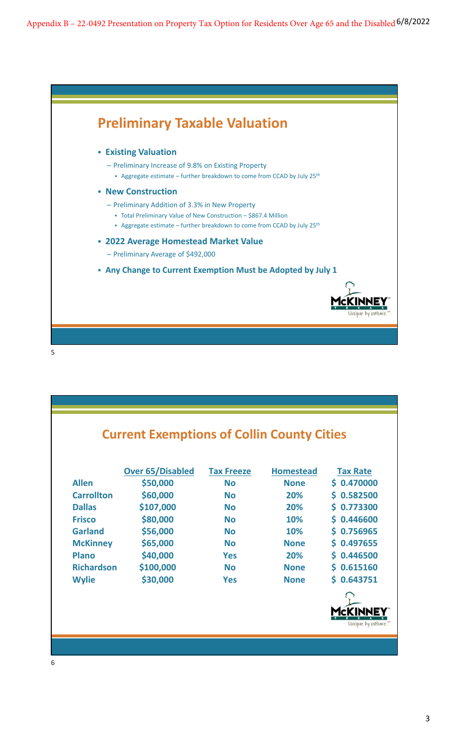# Preliminary Taxable Valuation

- **Existing Valuation**
  - Preliminary Increase of 9.8% on Existing Property
    - Aggregate estimate – further breakdown to come from CCAD by July 25th
- **New Construction**
  - Preliminary Addition of 3.3% in New Property
    - Total Preliminary Value of New Construction – $867.4 Million
    - Aggregate estimate – further breakdown to come from CCAD by July 25th
- **2022 Average Homestead Market Value**
  - Preliminary Average of $492,000
- **Any Change to Current Exemption Must be Adopted by July 1**

# Current Exemptions of Collin County Cities

| | Over 65/Disabled | Tax Freeze | Homestead | Tax Rate |
|---|---|---|---|---|
| **Allen** | $50,000 | No | None | $ 0.470000 |
| **Carrollton** | $60,000 | No | 20% | $ 0.582500 |
| **Dallas** | $107,000 | No | 20% | $ 0.773300 |
| **Frisco** | $80,000 | No | 10% | $ 0.446600 |
| **Garland** | $56,000 | No | 10% | $ 0.756965 |
| **McKinney** | $65,000 | No | None | $ 0.497655 |
| **Plano** | $40,000 | Yes | 20% | $ 0.446500 |
| **Richardson** | $100,000 | No | None | $ 0.615160 |
| **Wylie** | $30,000 | Yes | None | $ 0.643751 |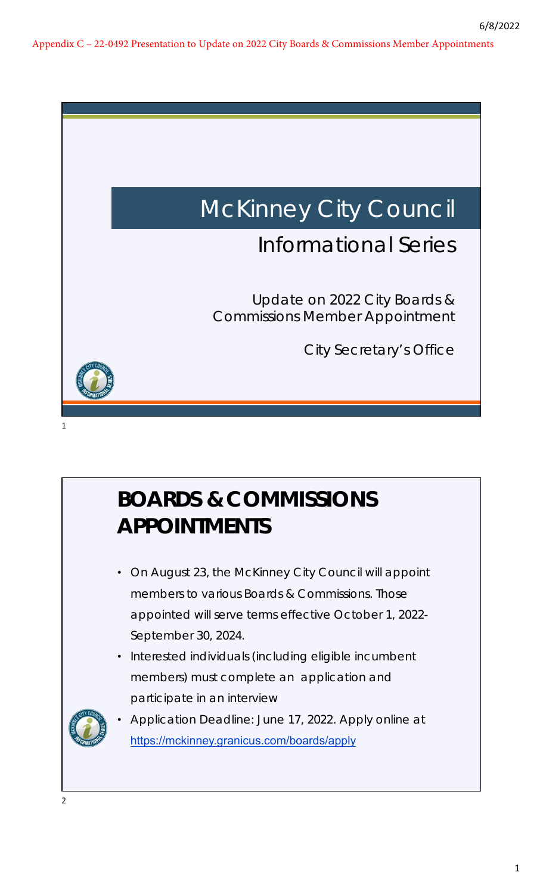Appendix C – 22-0492 Presentation to Update on 2022 City Boards & Commissions Member Appointments

# McKinney City Council

## Informational Series

Update on 2022 City Boards & Commissions Member Appointment

City Secretary's Office

## BOARDS & COMMISSIONS APPOINTMENTS

- On August 23, the McKinney City Council will appoint members to various Boards & Commissions. Those appointed will serve terms effective October 1, 2022-September 30, 2024.
- Interested individuals (including eligible incumbent members) must complete an application and participate in an interview
- Application Deadline: June 17, 2022. Apply online at https://mckinney.granicus.com/boards/apply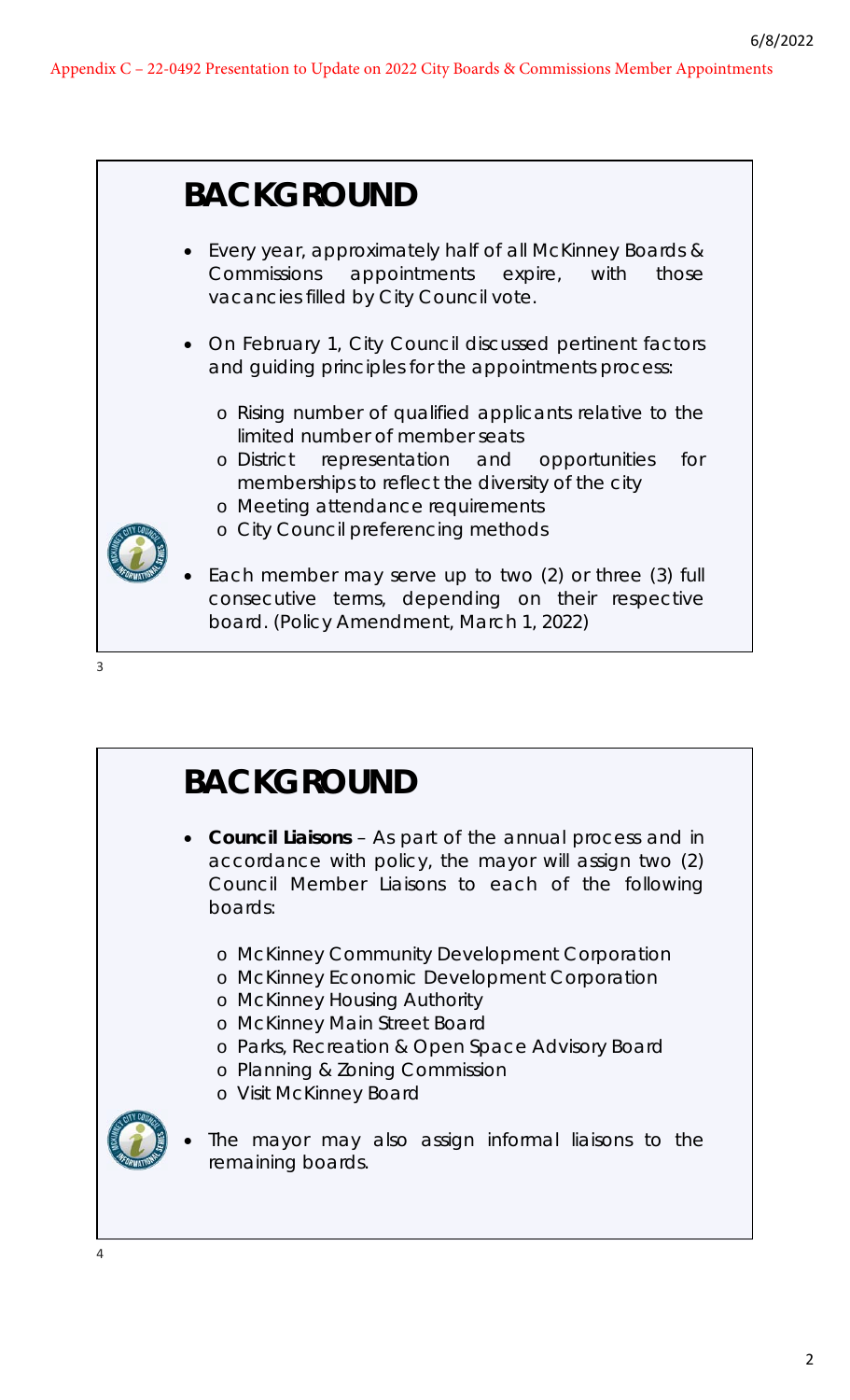Appendix C – 22-0492 Presentation to Update on 2022 City Boards & Commissions Member Appointments

## BACKGROUND

- Every year, approximately half of all McKinney Boards & Commissions appointments expire, with those vacancies filled by City Council vote.
- On February 1, City Council discussed pertinent factors and guiding principles for the appointments process:
  - Rising number of qualified applicants relative to the limited number of member seats
  - District representation and opportunities for memberships to reflect the diversity of the city
  - Meeting attendance requirements
  - City Council preferencing methods
- Each member may serve up to two (2) or three (3) full consecutive terms, depending on their respective board. (Policy Amendment, March 1, 2022)

3

## BACKGROUND

- **Council Liaisons** – As part of the annual process and in accordance with policy, the mayor will assign two (2) Council Member Liaisons to each of the following boards:
  - McKinney Community Development Corporation
  - McKinney Economic Development Corporation
  - McKinney Housing Authority
  - McKinney Main Street Board
  - Parks, Recreation & Open Space Advisory Board
  - Planning & Zoning Commission
  - Visit McKinney Board
- The mayor may also assign informal liaisons to the remaining boards.

4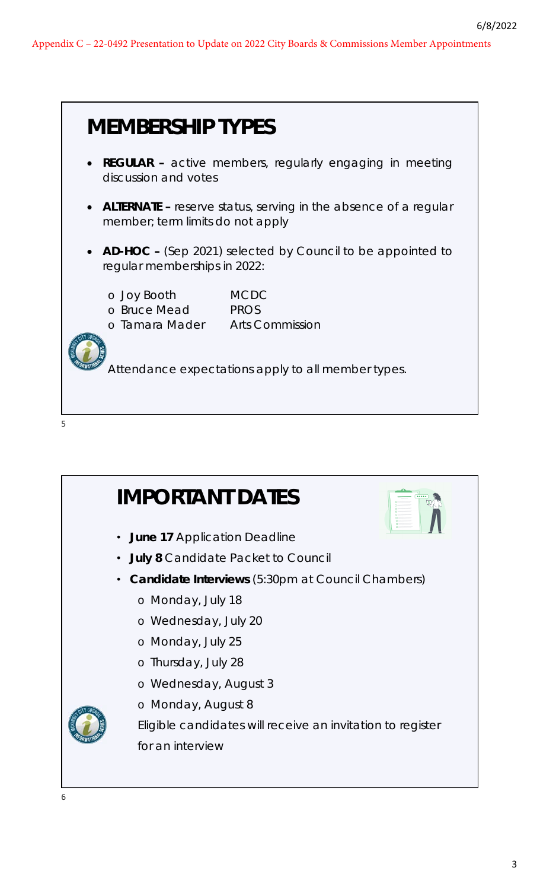## MEMBERSHIP TYPES

- **REGULAR –** active members, regularly engaging in meeting discussion and votes
- **ALTERNATE –** reserve status, serving in the absence of a regular member; term limits do not apply
- **AD-HOC –** (Sep 2021) selected by Council to be appointed to regular memberships in 2022:
  - Joy Booth MCDC
  - Bruce Mead PROS
  - Tamara Mader Arts Commission

Attendance expectations apply to all member types.

## IMPORTANT DATES

- **June 17** Application Deadline
- **July 8** Candidate Packet to Council
- **Candidate Interviews** (5:30pm at Council Chambers)
  - Monday, July 18
  - Wednesday, July 20
  - Monday, July 25
  - Thursday, July 28
  - Wednesday, August 3
  - Monday, August 8

  Eligible candidates will receive an invitation to register for an interview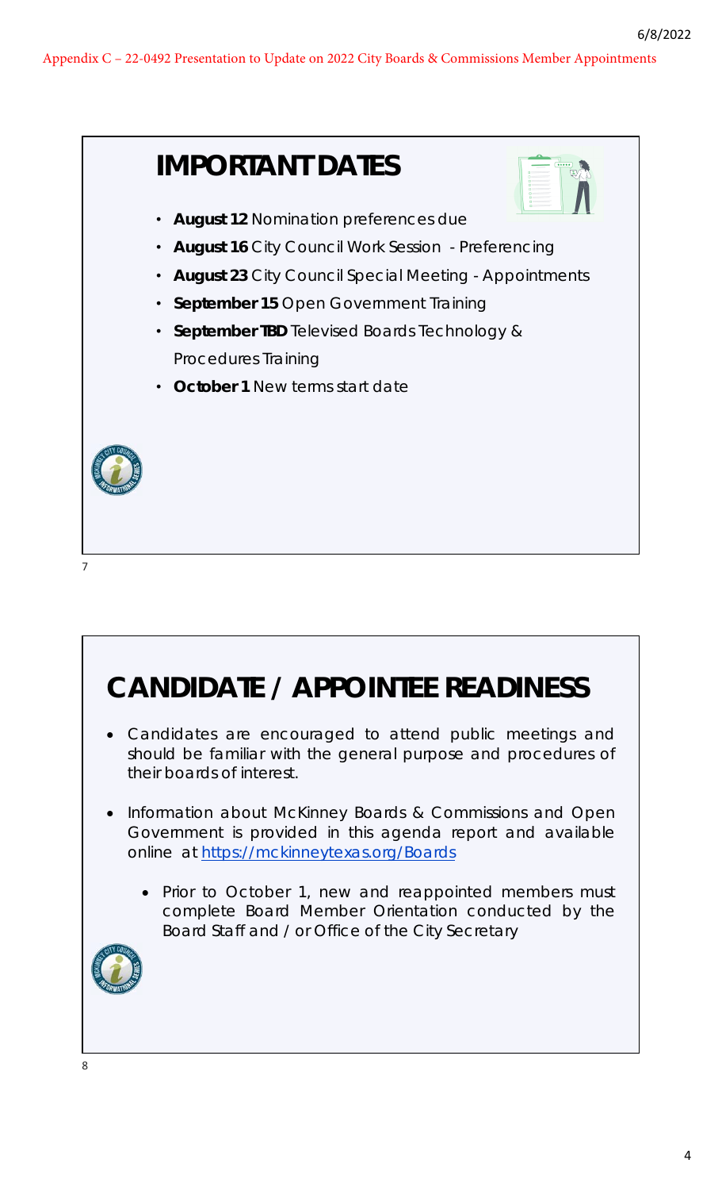# IMPORTANT DATES

- **August 12** Nomination preferences due
- **August 16** City Council Work Session - Preferencing
- **August 23** City Council Special Meeting - Appointments
- **September 15** Open Government Training
- **September TBD** Televised Boards Technology & Procedures Training
- **October 1** New terms start date

# CANDIDATE / APPOINTEE READINESS

- Candidates are encouraged to attend public meetings and should be familiar with the general purpose and procedures of their boards of interest.
- Information about McKinney Boards & Commissions and Open Government is provided in this agenda report and available online at https://mckinneytexas.org/Boards
  - Prior to October 1, new and reappointed members must complete Board Member Orientation conducted by the Board Staff and / or Office of the City Secretary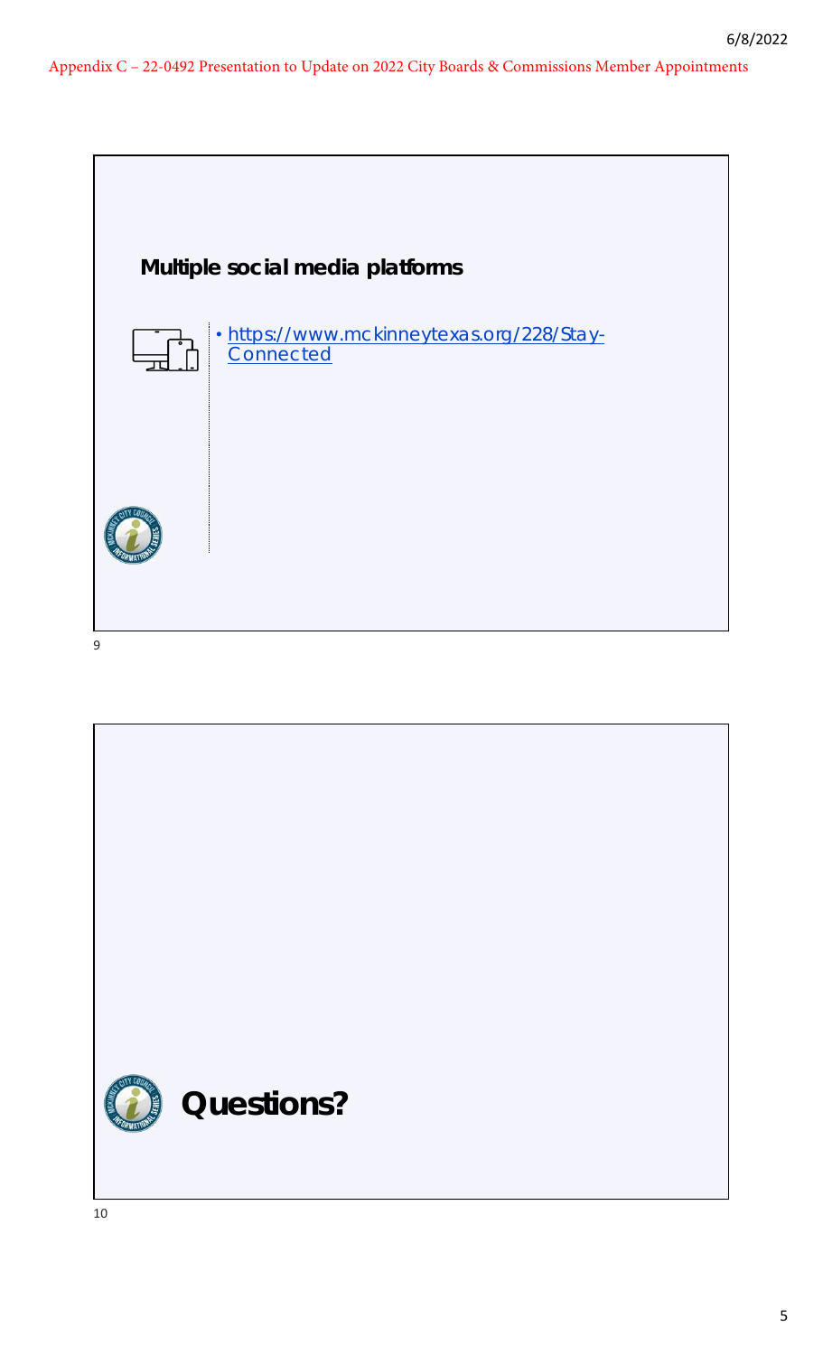## Multiple social media platforms

- https://www.mckinneytexas.org/228/Stay-Connected

9

# Questions?

10